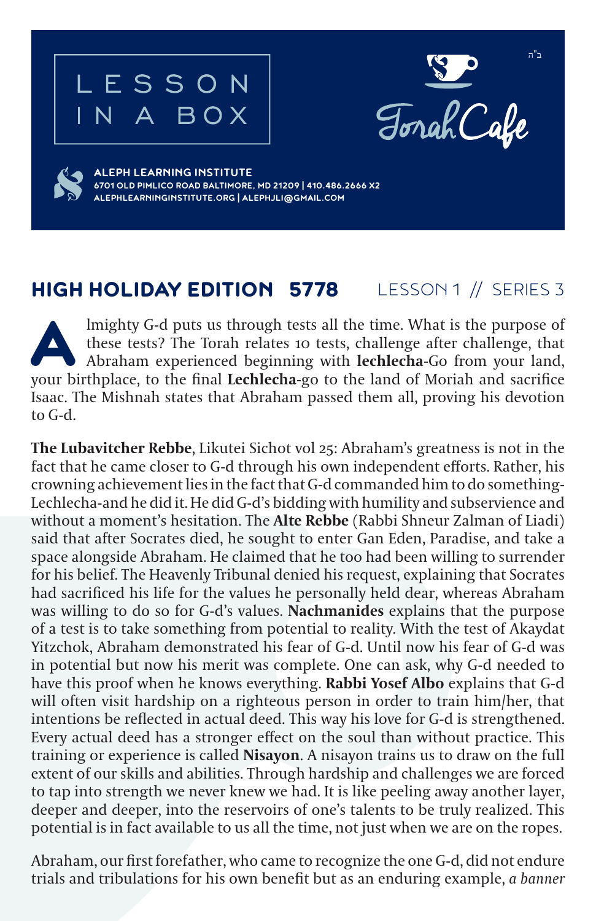LESSON IN A BOX

Torah Cafe

ב"ה

**ALEPH LEARNING INSTITUTE**
6701 OLD PIMLICO ROAD BALTIMORE, MD 21209 | 410.486.2666 X2
ALEPHLEARNINGINSTITUTE.ORG | ALEPHJLI@GMAIL.COM

## HIGH HOLIDAY EDITION 5778 — LESSON 1 // SERIES 3

Almighty G-d puts us through tests all the time. What is the purpose of these tests? The Torah relates 10 tests, challenge after challenge, that Abraham experienced beginning with **lechlecha**-Go from your land, your birthplace, to the final **Lechlecha**-go to the land of Moriah and sacrifice Isaac. The Mishnah states that Abraham passed them all, proving his devotion to G-d.

**The Lubavitcher Rebbe**, Likutei Sichot vol 25: Abraham's greatness is not in the fact that he came closer to G-d through his own independent efforts. Rather, his crowning achievement lies in the fact that G-d commanded him to do something-Lechlecha-and he did it. He did G-d's bidding with humility and subservience and without a moment's hesitation. The **Alte Rebbe** (Rabbi Shneur Zalman of Liadi) said that after Socrates died, he sought to enter Gan Eden, Paradise, and take a space alongside Abraham. He claimed that he too had been willing to surrender for his belief. The Heavenly Tribunal denied his request, explaining that Socrates had sacrificed his life for the values he personally held dear, whereas Abraham was willing to do so for G-d's values. **Nachmanides** explains that the purpose of a test is to take something from potential to reality. With the test of Akaydat Yitzchok, Abraham demonstrated his fear of G-d. Until now his fear of G-d was in potential but now his merit was complete. One can ask, why G-d needed to have this proof when he knows everything. **Rabbi Yosef Albo** explains that G-d will often visit hardship on a righteous person in order to train him/her, that intentions be reflected in actual deed. This way his love for G-d is strengthened. Every actual deed has a stronger effect on the soul than without practice. This training or experience is called **Nisayon**. A nisayon trains us to draw on the full extent of our skills and abilities. Through hardship and challenges we are forced to tap into strength we never knew we had. It is like peeling away another layer, deeper and deeper, into the reservoirs of one's talents to be truly realized. This potential is in fact available to us all the time, not just when we are on the ropes.

Abraham, our first forefather, who came to recognize the one G-d, did not endure trials and tribulations for his own benefit but as an enduring example, *a banner*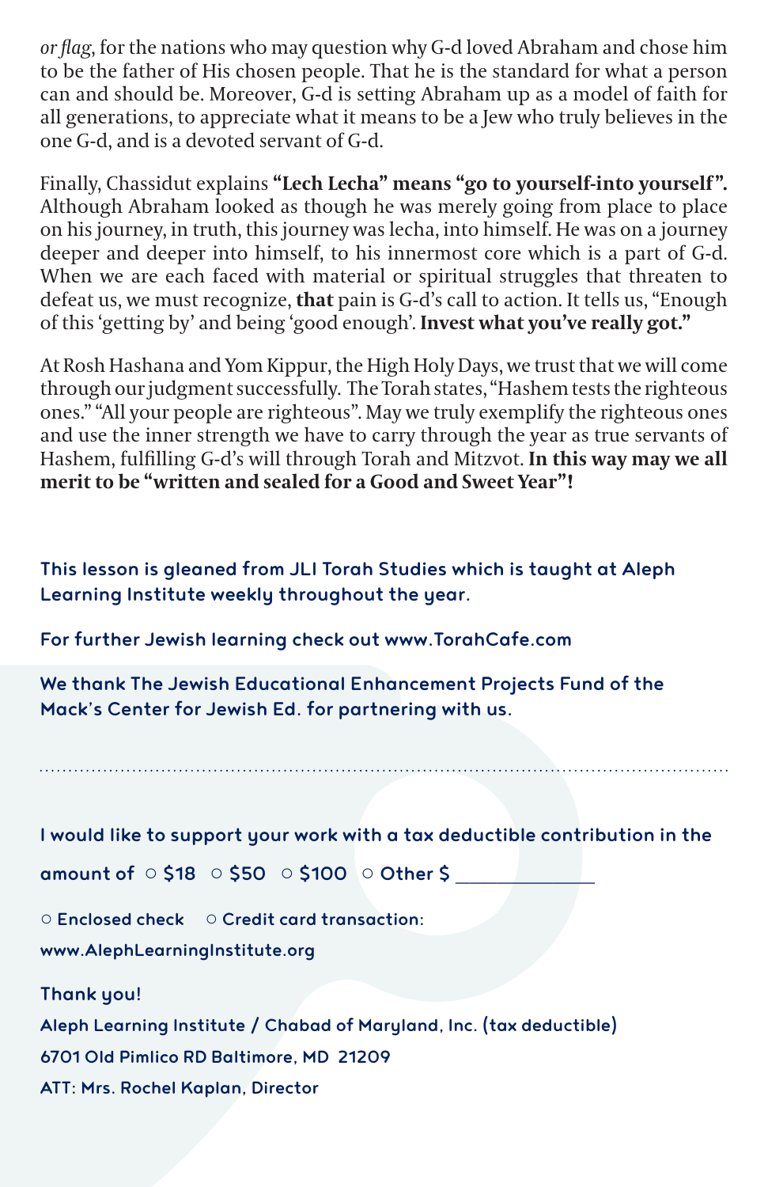*or flag*, for the nations who may question why G-d loved Abraham and chose him to be the father of His chosen people. That he is the standard for what a person can and should be. Moreover, G-d is setting Abraham up as a model of faith for all generations, to appreciate what it means to be a Jew who truly believes in the one G-d, and is a devoted servant of G-d.

Finally, Chassidut explains **"Lech Lecha" means "go to yourself-into yourself".** Although Abraham looked as though he was merely going from place to place on his journey, in truth, this journey was lecha, into himself. He was on a journey deeper and deeper into himself, to his innermost core which is a part of G-d. When we are each faced with material or spiritual struggles that threaten to defeat us, we must recognize, **that** pain is G-d's call to action. It tells us, "Enough of this 'getting by' and being 'good enough'. **Invest what you've really got."**

At Rosh Hashana and Yom Kippur, the High Holy Days, we trust that we will come through our judgment successfully. The Torah states, "Hashem tests the righteous ones." "All your people are righteous". May we truly exemplify the righteous ones and use the inner strength we have to carry through the year as true servants of Hashem, fulfilling G-d's will through Torah and Mitzvot. **In this way may we all merit to be "written and sealed for a Good and Sweet Year"!**

This lesson is gleaned from JLI Torah Studies which is taught at Aleph Learning Institute weekly throughout the year.

For further Jewish learning check out www.TorahCafe.com

We thank The Jewish Educational Enhancement Projects Fund of the Mack's Center for Jewish Ed. for partnering with us.

---

I would like to support your work with a tax deductible contribution in the amount of ○ $18 ○ $50 ○ $100 ○ Other $ ____________

○ Enclosed check ○ Credit card transaction: www.AlephLearningInstitute.org

Thank you!

Aleph Learning Institute / Chabad of Maryland, Inc. (tax deductible)

6701 Old Pimlico RD Baltimore, MD 21209

ATT: Mrs. Rochel Kaplan, Director